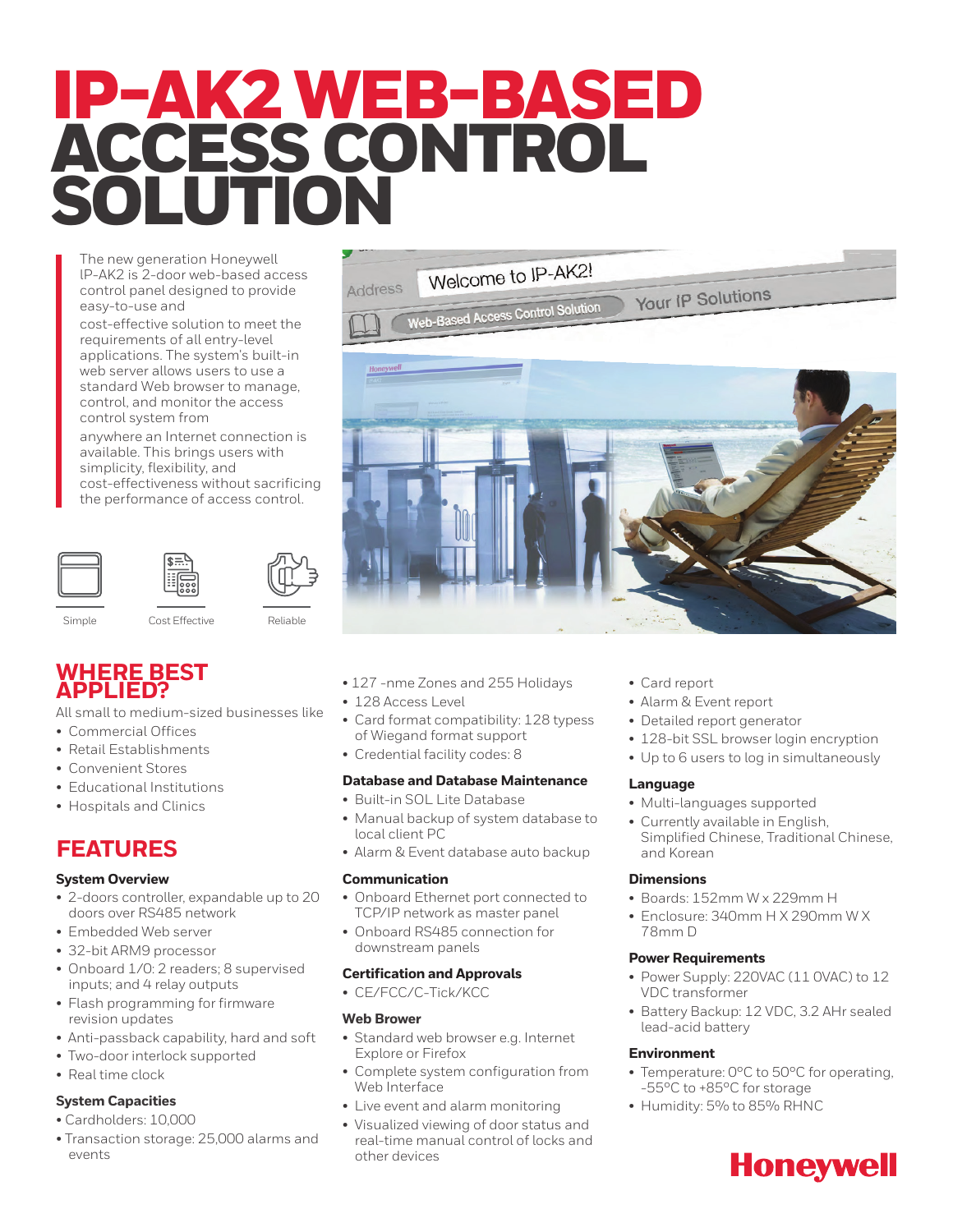# IP-AK2 WEB-BASED ACCESS CONTROL SOLUTION

The new generation Honeywell IP-AK2 is 2-door web-based access control panel designed to provide easy-to-use and cost-effective solution to meet the requirements of all entry-level applications. The system's built-in web server allows users to use a standard Web browser to manage, control, and monitor the access control system from anywhere an Internet connection is available. This brings users with simplicity, flexibility, and cost-effectiveness without sacrificing the performance of access control.

Simple   Cost Effective   Reliable

## WHERE BEST APPLIED?

All small to medium-sized businesses like

- Commercial Offices
- Retail Establishments
- Convenient Stores
- Educational Institutions
- Hospitals and Clinics

## FEATURES

### System Overview

- 2-doors controller, expandable up to 20 doors over RS485 network
- Embedded Web server
- 32-bit ARM9 processor
- Onboard 1/0: 2 readers; 8 supervised inputs; and 4 relay outputs
- Flash programming for firmware revision updates
- Anti-passback capability, hard and soft
- Two-door interlock supported
- Real time clock

### System Capacities

- Cardholders: 10,000
- Transaction storage: 25,000 alarms and events
- 127 -nme Zones and 255 Holidays
- 128 Access Level
- Card format compatibility: 128 typess of Wiegand format support
- Credential facility codes: 8

### Database and Database Maintenance

- Built-in SOL Lite Database
- Manual backup of system database to local client PC
- Alarm & Event database auto backup

### Communication

- Onboard Ethernet port connected to TCP/IP network as master panel
- Onboard RS485 connection for downstream panels

### Certification and Approvals

- CE/FCC/C-Tick/KCC

### Web Brower

- Standard web browser e.g. Internet Explore or Firefox
- Complete system configuration from Web Interface
- Live event and alarm monitoring
- Visualized viewing of door status and real-time manual control of locks and other devices
- Card report
- Alarm & Event report
- Detailed report generator
- 128-bit SSL browser login encryption
- Up to 6 users to log in simultaneously

### Language

- Multi-languages supported
- Currently available in English, Simplified Chinese, Traditional Chinese, and Korean

### Dimensions

- Boards: 152mm W x 229mm H
- Enclosure: 340mm H X 290mm W X 78mm D

### Power Requirements

- Power Supply: 220VAC (11 0VAC) to 12 VDC transformer
- Battery Backup: 12 VDC, 3.2 AHr sealed lead-acid battery

### Environment

- Temperature: 0°C to 50°C for operating, -55°C to +85°C for storage
- Humidity: 5% to 85% RHNC

Honeywell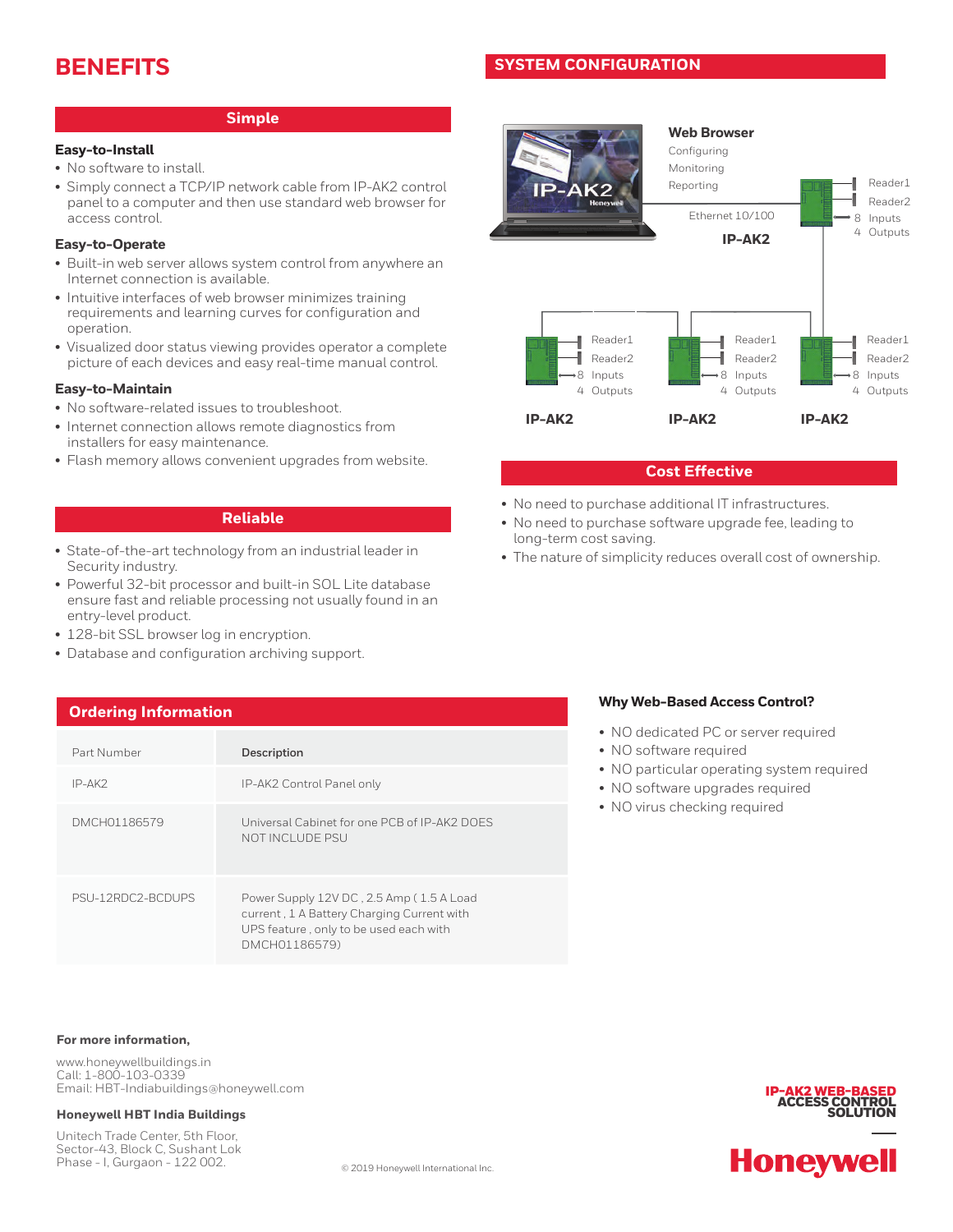# BENEFITS

## Simple

### Easy-to-Install

- No software to install.
- Simply connect a TCP/IP network cable from IP-AK2 control panel to a computer and then use standard web browser for access control.

### Easy-to-Operate

- Built-in web server allows system control from anywhere an Internet connection is available.
- Intuitive interfaces of web browser minimizes training requirements and learning curves for configuration and operation.
- Visualized door status viewing provides operator a complete picture of each devices and easy real-time manual control.

### Easy-to-Maintain

- No software-related issues to troubleshoot.
- Internet connection allows remote diagnostics from installers for easy maintenance.
- Flash memory allows convenient upgrades from website.

## Reliable

- State-of-the-art technology from an industrial leader in Security industry.
- Powerful 32-bit processor and built-in SOL Lite database ensure fast and reliable processing not usually found in an entry-level product.
- 128-bit SSL browser log in encryption.
- Database and configuration archiving support.

## SYSTEM CONFIGURATION

IP-AK2

Web Browser
Configuring
Monitoring
Reporting

Ethernet 10/100

IP-AK2
Reader1
Reader2
8 Inputs
4 Outputs

IP-AK2
Reader1
Reader2
8 Inputs
4 Outputs

IP-AK2
Reader1
Reader2
8 Inputs
4 Outputs

IP-AK2
Reader1
Reader2
8 Inputs
4 Outputs

## Cost Effective

- No need to purchase additional IT infrastructures.
- No need to purchase software upgrade fee, leading to long-term cost saving.
- The nature of simplicity reduces overall cost of ownership.

## Ordering Information

| Part Number | Description |
|---|---|
| IP-AK2 | IP-AK2 Control Panel only |
| DMCH01186579 | Universal Cabinet for one PCB of IP-AK2 DOES NOT INCLUDE PSU |
| PSU-12RDC2-BCDUPS | Power Supply 12V DC , 2.5 Amp ( 1.5 A Load current , 1 A Battery Charging Current with UPS feature , only to be used each with DMCH01186579) |

### Why Web-Based Access Control?

- NO dedicated PC or server required
- NO software required
- NO particular operating system required
- NO software upgrades required
- NO virus checking required

**For more information,**

www.honeywellbuildings.in
Call: 1-800-103-0339
Email: HBT-Indiabuildings@honeywell.com

**Honeywell HBT India Buildings**

Unitech Trade Center, 5th Floor,
Sector-43, Block C, Sushant Lok
Phase - I, Gurgaon - 122 002.

© 2019 Honeywell International Inc.

**IP-AK2 WEB-BASED ACCESS CONTROL SOLUTION**

Honeywell